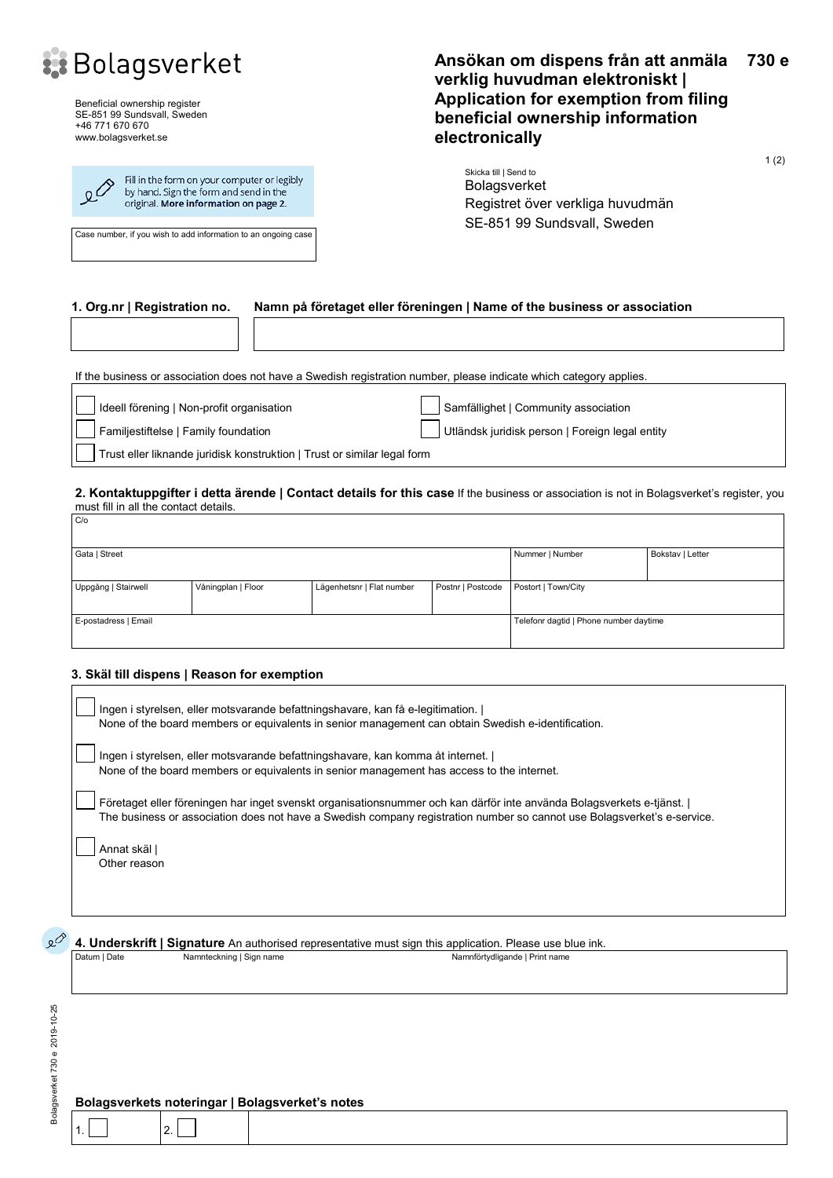Bolagsverket

Beneficial ownership register
SE-851 99 Sundsvall, Sweden
+46 771 670 670
www.bolagsverket.se

# Ansökan om dispens från att anmäla verklig huvudman elektroniskt | Application for exemption from filing beneficial ownership information electronically

**730 e**

Fill in the form on your computer or legibly by hand. Sign the form and send in the original. **More information on page 2.**

Skicka till | Send to
Bolagsverket
Registret över verkliga huvudmän
SE-851 99 Sundsvall, Sweden

Case number, if you wish to add information to an ongoing case

| Case number |
|---|
| |

## 1. Org.nr | Registration no. — Namn på företaget eller föreningen | Name of the business or association

| Org.nr \| Registration no. | Namn på företaget eller föreningen \| Name of the business or association |
|---|---|
| | |

If the business or association does not have a Swedish registration number, please indicate which category applies.

- ☐ Ideell förening | Non-profit organisation
- ☐ Samfällighet | Community association
- ☐ Familjestiftelse | Family foundation
- ☐ Utländsk juridisk person | Foreign legal entity
- ☐ Trust eller liknande juridisk konstruktion | Trust or similar legal form

## 2. Kontaktuppgifter i detta ärende | Contact details for this case

If the business or association is not in Bolagsverket's register, you must fill in all the contact details.

| C/o | | | | | |
|---|---|---|---|---|---|
| | | | | | |
| Gata \| Street | | | | Nummer \| Number | Bokstav \| Letter |
| | | | | | |
| Uppgång \| Stairwell | Våningsplan \| Floor | Lägenhetsnr \| Flat number | Postnr \| Postcode | Postort \| Town/City | |
| | | | | | |
| E-postadress \| Email | | | | Telefonr dagtid \| Phone number daytime | |
| | | | | | |

## 3. Skäl till dispens | Reason for exemption

- ☐ Ingen i styrelsen, eller motsvarande befattningshavare, kan få e-legitimation. | None of the board members or equivalents in senior management can obtain Swedish e-identification.
- ☐ Ingen i styrelsen, eller motsvarande befattningshavare, kan komma åt internet. | None of the board members or equivalents in senior management has access to the internet.
- ☐ Företaget eller föreningen har inget svenskt organisationsnummer och kan därför inte använda Bolagsverkets e-tjänst. | The business or association does not have a Swedish company registration number so cannot use Bolagsverket's e-service.
- ☐ Annat skäl | Other reason

## 4. Underskrift | Signature

An authorised representative must sign this application. Please use blue ink.

| Datum \| Date | Namnteckning \| Sign name | Namnförtydligande \| Print name |
|---|---|---|
| | | |

Bolagsverket 730 e 2019-10-25

### Bolagsverkets noteringar | Bolagsverket's notes

| 1. ☐ | 2. ☐ | |
|---|---|---|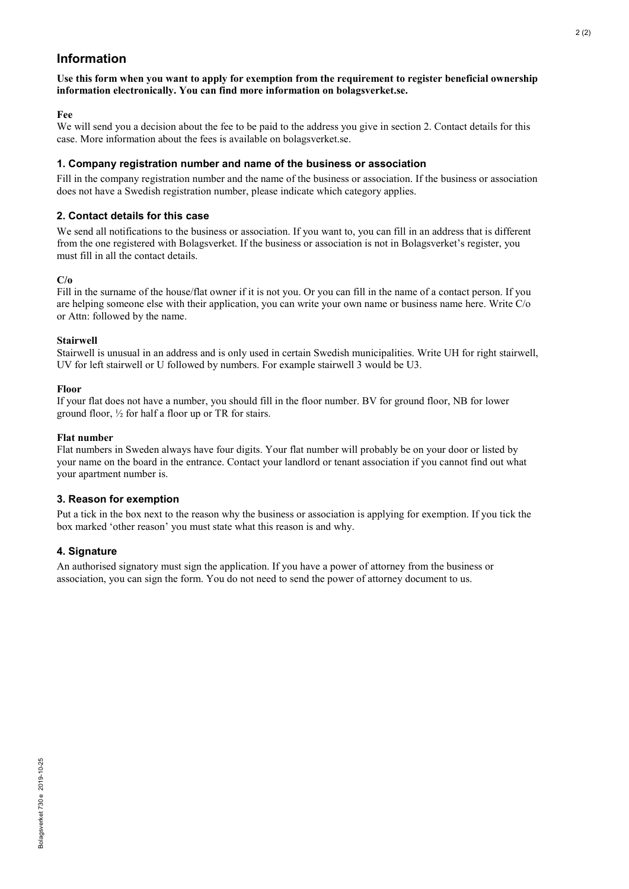# Information

**Use this form when you want to apply for exemption from the requirement to register beneficial ownership information electronically. You can find more information on bolagsverket.se.**

**Fee**

We will send you a decision about the fee to be paid to the address you give in section 2. Contact details for this case. More information about the fees is available on bolagsverket.se.

### 1. Company registration number and name of the business or association

Fill in the company registration number and the name of the business or association. If the business or association does not have a Swedish registration number, please indicate which category applies.

### 2. Contact details for this case

We send all notifications to the business or association. If you want to, you can fill in an address that is different from the one registered with Bolagsverket. If the business or association is not in Bolagsverket's register, you must fill in all the contact details.

**C/o**

Fill in the surname of the house/flat owner if it is not you. Or you can fill in the name of a contact person. If you are helping someone else with their application, you can write your own name or business name here. Write C/o or Attn: followed by the name.

**Stairwell**

Stairwell is unusual in an address and is only used in certain Swedish municipalities. Write UH for right stairwell, UV for left stairwell or U followed by numbers. For example stairwell 3 would be U3.

**Floor**

If your flat does not have a number, you should fill in the floor number. BV for ground floor, NB for lower ground floor, ½ for half a floor up or TR for stairs.

**Flat number**

Flat numbers in Sweden always have four digits. Your flat number will probably be on your door or listed by your name on the board in the entrance. Contact your landlord or tenant association if you cannot find out what your apartment number is.

### 3. Reason for exemption

Put a tick in the box next to the reason why the business or association is applying for exemption. If you tick the box marked 'other reason' you must state what this reason is and why.

### 4. Signature

An authorised signatory must sign the application. If you have a power of attorney from the business or association, you can sign the form. You do not need to send the power of attorney document to us.

Bolagsverket 730 e 2019-10-25